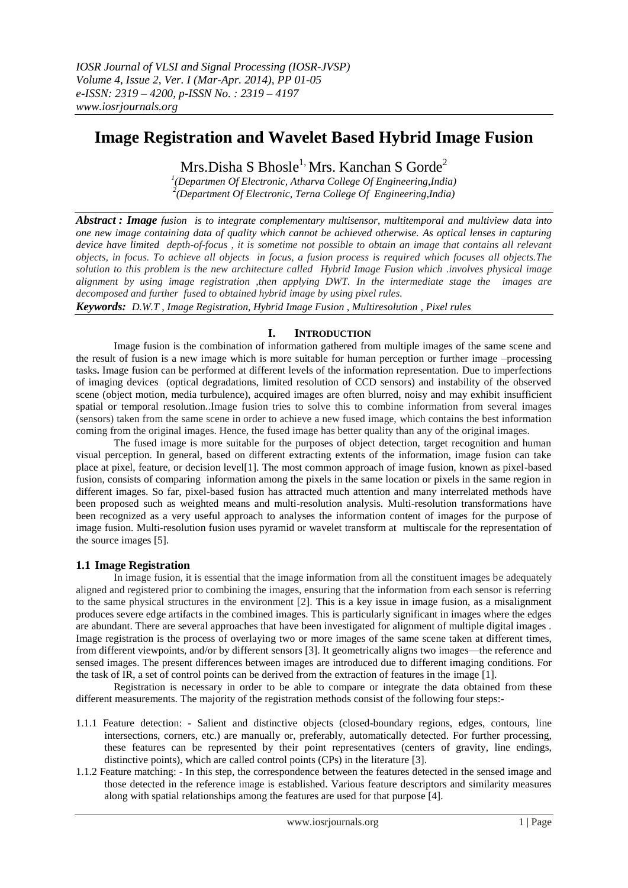# Image Registration and Wavelet Based Hybrid Image Fusion

Mrs.Disha S Bhosle[1], Mrs. Kanchan S Gorde[2]

[1](Departmen Of Electronic, Atharva College Of Engineering,India)
[2](Department Of Electronic, Terna College Of Engineering,India)

***Abstract :*** ***Image*** *fusion is to integrate complementary multisensor, multitemporal and multiview data into one new image containing data of quality which cannot be achieved otherwise. As optical lenses in capturing device have limited depth-of-focus , it is sometime not possible to obtain an image that contains all relevant objects, in focus. To achieve all objects in focus, a fusion process is required which focuses all objects.The solution to this problem is the new architecture called Hybrid Image Fusion which .involves physical image alignment by using image registration ,then applying DWT. In the intermediate stage the images are decomposed and further fused to obtained hybrid image by using pixel rules.*

***Keywords:*** *D.W.T , Image Registration, Hybrid Image Fusion , Multiresolution , Pixel rules*

## I. INTRODUCTION

Image fusion is the combination of information gathered from multiple images of the same scene and the result of fusion is a new image which is more suitable for human perception or further image –processing tasks**.** Image fusion can be performed at different levels of the information representation. Due to imperfections of imaging devices (optical degradations, limited resolution of CCD sensors) and instability of the observed scene (object motion, media turbulence), acquired images are often blurred, noisy and may exhibit insufficient spatial or temporal resolution..Image fusion tries to solve this to combine information from several images (sensors) taken from the same scene in order to achieve a new fused image, which contains the best information coming from the original images. Hence, the fused image has better quality than any of the original images.

The fused image is more suitable for the purposes of object detection, target recognition and human visual perception. In general, based on different extracting extents of the information, image fusion can take place at pixel, feature, or decision level[1]. The most common approach of image fusion, known as pixel-based fusion, consists of comparing information among the pixels in the same location or pixels in the same region in different images. So far, pixel-based fusion has attracted much attention and many interrelated methods have been proposed such as weighted means and multi-resolution analysis. Multi-resolution transformations have been recognized as a very useful approach to analyses the information content of images for the purpose of image fusion. Multi-resolution fusion uses pyramid or wavelet transform at multiscale for the representation of the source images [5].

### 1.1 Image Registration

In image fusion, it is essential that the image information from all the constituent images be adequately aligned and registered prior to combining the images, ensuring that the information from each sensor is referring to the same physical structures in the environment [2]. This is a key issue in image fusion, as a misalignment produces severe edge artifacts in the combined images. This is particularly significant in images where the edges are abundant. There are several approaches that have been investigated for alignment of multiple digital images . Image registration is the process of overlaying two or more images of the same scene taken at different times, from different viewpoints, and/or by different sensors [3]. It geometrically aligns two images—the reference and sensed images. The present differences between images are introduced due to different imaging conditions. For the task of IR, a set of control points can be derived from the extraction of features in the image [1].

Registration is necessary in order to be able to compare or integrate the data obtained from these different measurements. The majority of the registration methods consist of the following four steps:-

1.1.1 Feature detection: - Salient and distinctive objects (closed-boundary regions, edges, contours, line intersections, corners, etc.) are manually or, preferably, automatically detected. For further processing, these features can be represented by their point representatives (centers of gravity, line endings, distinctive points), which are called control points (CPs) in the literature [3].

1.1.2 Feature matching: - In this step, the correspondence between the features detected in the sensed image and those detected in the reference image is established. Various feature descriptors and similarity measures along with spatial relationships among the features are used for that purpose [4].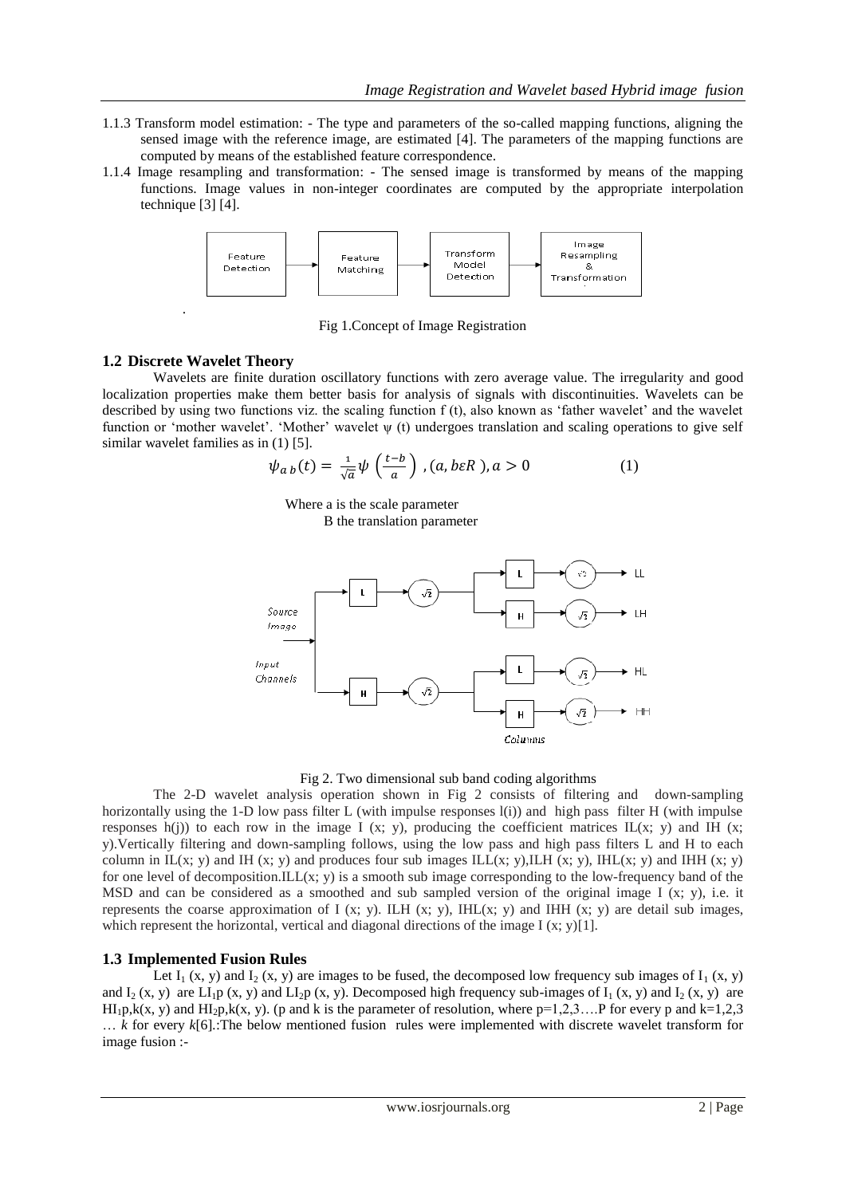1.1.3 Transform model estimation: - The type and parameters of the so-called mapping functions, aligning the sensed image with the reference image, are estimated [4]. The parameters of the mapping functions are computed by means of the established feature correspondence.

1.1.4 Image resampling and transformation: - The sensed image is transformed by means of the mapping functions. Image values in non-integer coordinates are computed by the appropriate interpolation technique [3] [4].

Fig 1.Concept of Image Registration

## 1.2 Discrete Wavelet Theory

Wavelets are finite duration oscillatory functions with zero average value. The irregularity and good localization properties make them better basis for analysis of signals with discontinuities. Wavelets can be described by using two functions viz. the scaling function f (t), also known as 'father wavelet' and the wavelet function or 'mother wavelet'. 'Mother' wavelet ψ (t) undergoes translation and scaling operations to give self similar wavelet families as in (1) [5].

$$\psi_{a\,b}(t) = \frac{1}{\sqrt{a}}\psi\left(\frac{t-b}{a}\right)\ ,(a, b\varepsilon R\ ), a > 0 \qquad (1)$$

Where a is the scale parameter
B the translation parameter

Fig 2. Two dimensional sub band coding algorithms

The 2-D wavelet analysis operation shown in Fig 2 consists of filtering and down-sampling horizontally using the 1-D low pass filter L (with impulse responses l(i)) and high pass filter H (with impulse responses h(j)) to each row in the image I (x; y), producing the coefficient matrices IL(x; y) and IH (x; y).Vertically filtering and down-sampling follows, using the low pass and high pass filters L and H to each column in IL(x; y) and IH (x; y) and produces four sub images ILL(x; y),ILH (x; y), IHL(x; y) and IHH (x; y) for one level of decomposition.ILL(x; y) is a smooth sub image corresponding to the low-frequency band of the MSD and can be considered as a smoothed and sub sampled version of the original image I (x; y), i.e. it represents the coarse approximation of I (x; y). ILH (x; y), IHL(x; y) and IHH (x; y) are detail sub images, which represent the horizontal, vertical and diagonal directions of the image I (x; y)[1].

## 1.3 Implemented Fusion Rules

Let $I_1$ (x, y) and $I_2$ (x, y) are images to be fused, the decomposed low frequency sub images of $I_1$ (x, y) and $I_2$ (x, y) are $LI_1p$ (x, y) and $LI_2p$ (x, y). Decomposed high frequency sub-images of $I_1$ (x, y) and $I_2$ (x, y) are $HI_1p$,k(x, y) and $HI_2p$,k(x, y). (p and k is the parameter of resolution, where p=1,2,3….P for every p and k=1,2,3 … *k* for every *k*[6].:The below mentioned fusion rules were implemented with discrete wavelet transform for image fusion :-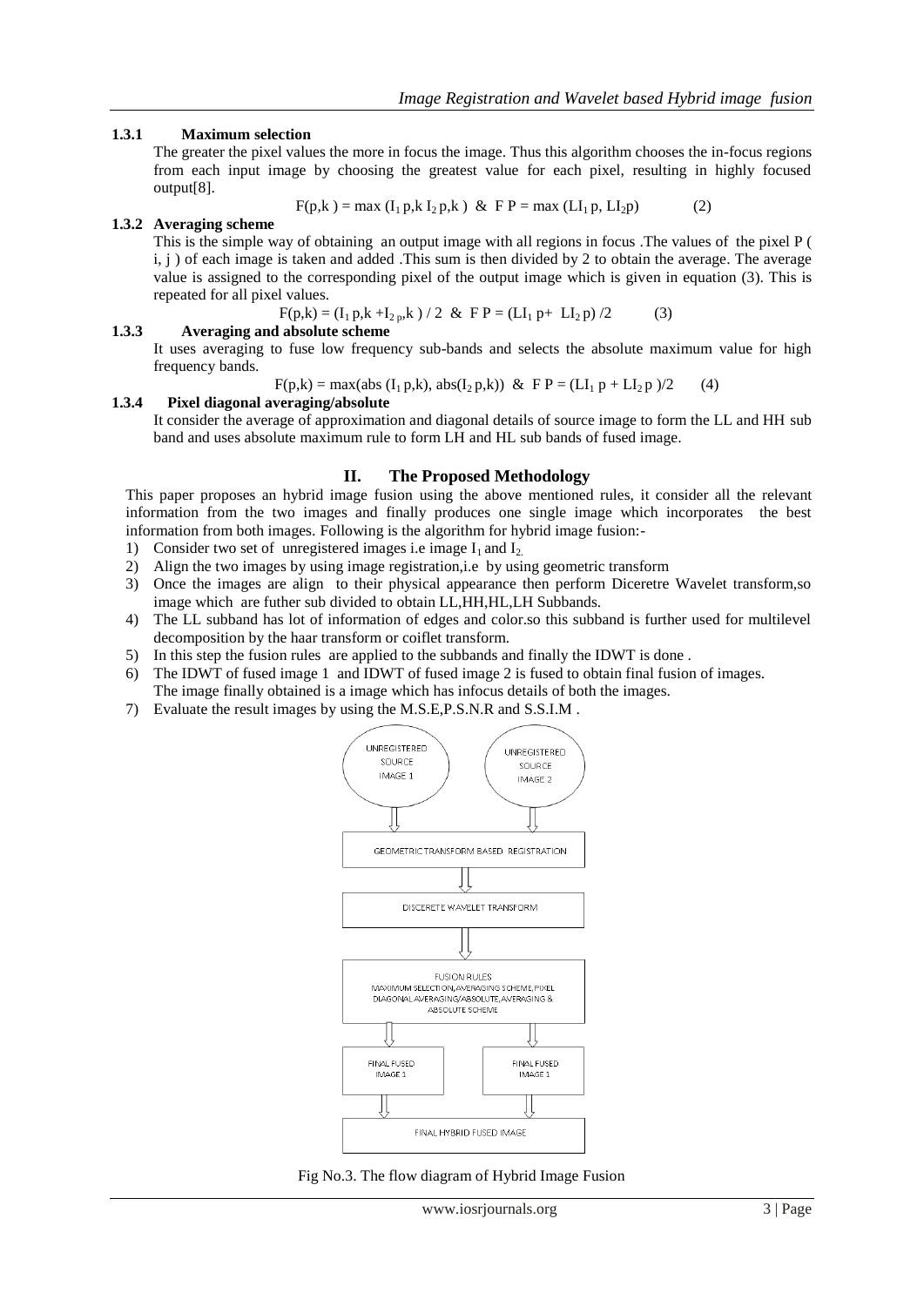#### 1.3.1 Maximum selection

The greater the pixel values the more in focus the image. Thus this algorithm chooses the in-focus regions from each input image by choosing the greatest value for each pixel, resulting in highly focused output[8].

$$F(p,k) = \max (I_1 p,k\ I_2 p,k) \ \&\ F\ P = \max (LI_1 p, LI_2 p) \quad (2)$$

#### 1.3.2 Averaging scheme

This is the simple way of obtaining an output image with all regions in focus .The values of the pixel P ( i, j ) of each image is taken and added .This sum is then divided by 2 to obtain the average. The average value is assigned to the corresponding pixel of the output image which is given in equation (3). This is repeated for all pixel values.

$$F(p,k) = (I_1 p,k + I_{2\,p},k) / 2 \ \&\ F\ P = (LI_1 p + LI_2 p) / 2 \quad (3)$$

#### 1.3.3 Averaging and absolute scheme

It uses averaging to fuse low frequency sub-bands and selects the absolute maximum value for high frequency bands.

$$F(p,k) = \max(\text{abs}(I_1 p,k), \text{abs}(I_2 p,k)) \ \&\ F\ P = (LI_1 p + LI_2 p)/2 \quad (4)$$

#### 1.3.4 Pixel diagonal averaging/absolute

It consider the average of approximation and diagonal details of source image to form the LL and HH sub band and uses absolute maximum rule to form LH and HL sub bands of fused image.

## II. The Proposed Methodology

This paper proposes an hybrid image fusion using the above mentioned rules, it consider all the relevant information from the two images and finally produces one single image which incorporates the best information from both images. Following is the algorithm for hybrid image fusion:-

1) Consider two set of unregistered images i.e image $I_1$ and $I_2$.
2) Align the two images by using image registration,i.e by using geometric transform
3) Once the images are align to their physical appearance then perform Diceretre Wavelet transform,so image which are futher sub divided to obtain LL,HH,HL,LH Subbands.
4) The LL subband has lot of information of edges and color.so this subband is further used for multilevel decomposition by the haar transform or coiflet transform.
5) In this step the fusion rules are applied to the subbands and finally the IDWT is done .
6) The IDWT of fused image 1 and IDWT of fused image 2 is fused to obtain final fusion of images. The image finally obtained is a image which has infocus details of both the images.
7) Evaluate the result images by using the M.S.E,P.S.N.R and S.S.I.M .

UNREGISTERED SOURCE IMAGE 1

UNREGISTERED SOURCE IMAGE 2

GEOMETRIC TRANSFORM BASED REGISTRATION

DISCERETE WAVELET TRANSFORM

FUSION RULES
MAXIMUM SELECTION,AVERAGING SCHEME,PIXEL DIAGONAL AVERAGING/ABSOLUTE,AVERAGING & ABSOLUTE SCHEME

FINAL FUSED IMAGE 1

FINAL FUSED IMAGE 1

FINAL HYBRID FUSED IMAGE

Fig No.3. The flow diagram of Hybrid Image Fusion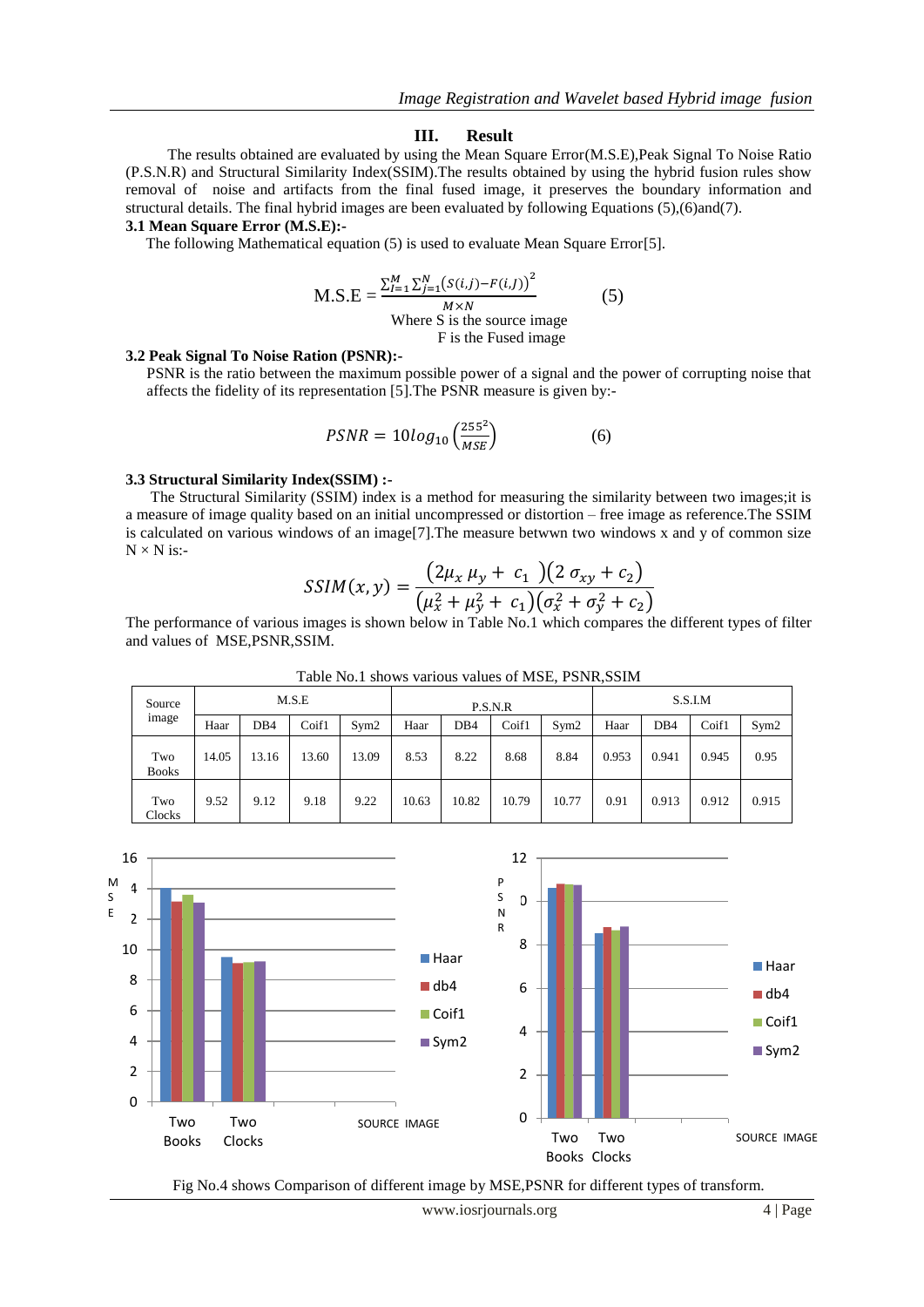## III. Result

The results obtained are evaluated by using the Mean Square Error(M.S.E),Peak Signal To Noise Ratio (P.S.N.R) and Structural Similarity Index(SSIM).The results obtained by using the hybrid fusion rules show removal of noise and artifacts from the final fused image, it preserves the boundary information and structural details. The final hybrid images are been evaluated by following Equations (5),(6)and(7).

### 3.1 Mean Square Error (M.S.E):-

The following Mathematical equation (5) is used to evaluate Mean Square Error[5].

$$\text{M.S.E} = \frac{\sum_{I=1}^{M}\sum_{j=1}^{N}\left(S(i,j)-F(i,J)\right)^2}{M \times N} \tag{5}$$

Where S is the source image
F is the Fused image

### 3.2 Peak Signal To Noise Ration (PSNR):-

PSNR is the ratio between the maximum possible power of a signal and the power of corrupting noise that affects the fidelity of its representation [5].The PSNR measure is given by:-

$$PSNR = 10\log_{10}\left(\frac{255^2}{MSE}\right) \tag{6}$$

### 3.3 Structural Similarity Index(SSIM) :-

The Structural Similarity (SSIM) index is a method for measuring the similarity between two images;it is a measure of image quality based on an initial uncompressed or distortion – free image as reference.The SSIM is calculated on various windows of an image[7].The measure betwwn two windows x and y of common size N × N is:-

$$SSIM(x,y) = \frac{(2\mu_x\,\mu_y + c_1)(2\,\sigma_{xy} + c_2)}{(\mu_x^2 + \mu_y^2 + c_1)(\sigma_x^2 + \sigma_y^2 + c_2)}$$

The performance of various images is shown below in Table No.1 which compares the different types of filter and values of MSE,PSNR,SSIM.

Table No.1 shows various values of MSE, PSNR,SSIM

| Source image | M.S.E | | | | P.S.N.R | | | | S.S.I.M | | | |
|---|---|---|---|---|---|---|---|---|---|---|---|---|
| | Haar | DB4 | Coif1 | Sym2 | Haar | DB4 | Coif1 | Sym2 | Haar | DB4 | Coif1 | Sym2 |
| Two Books | 14.05 | 13.16 | 13.60 | 13.09 | 8.53 | 8.22 | 8.68 | 8.84 | 0.953 | 0.941 | 0.945 | 0.95 |
| Two Clocks | 9.52 | 9.12 | 9.18 | 9.22 | 10.63 | 10.82 | 10.79 | 10.77 | 0.91 | 0.913 | 0.912 | 0.915 |

Fig No.4 shows Comparison of different image by MSE,PSNR for different types of transform.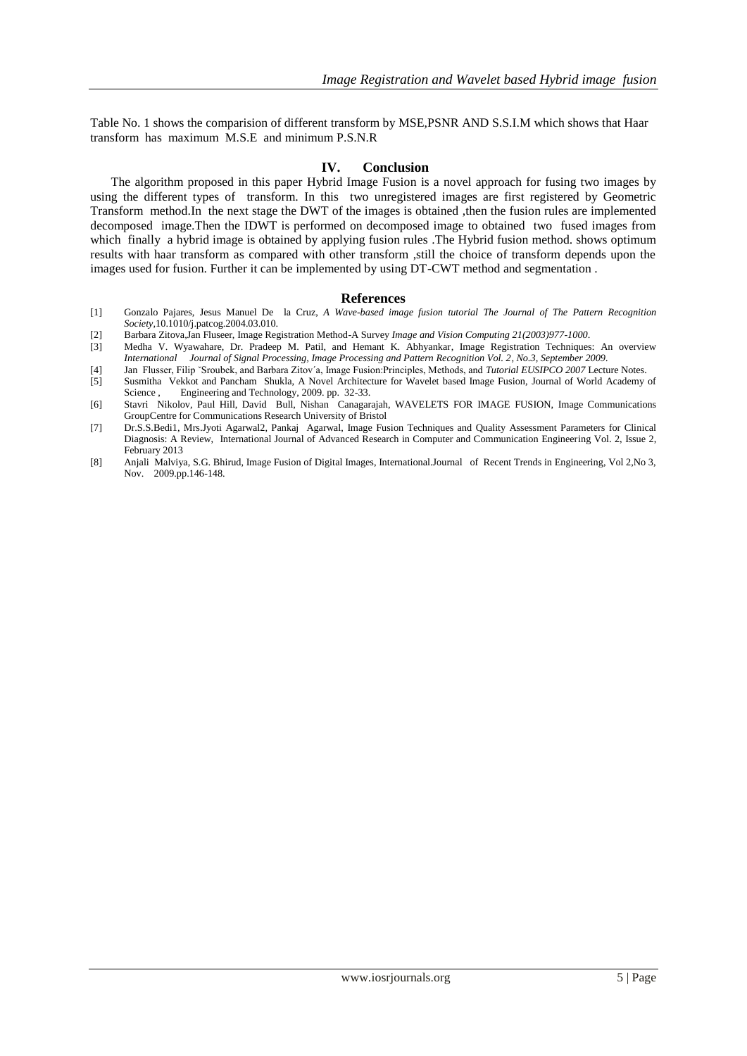Table No. 1 shows the comparision of different transform by MSE,PSNR AND S.S.I.M which shows that Haar transform has maximum M.S.E and minimum P.S.N.R

## IV. Conclusion

The algorithm proposed in this paper Hybrid Image Fusion is a novel approach for fusing two images by using the different types of transform. In this two unregistered images are first registered by Geometric Transform method.In the next stage the DWT of the images is obtained ,then the fusion rules are implemented decomposed image.Then the IDWT is performed on decomposed image to obtained two fused images from which finally a hybrid image is obtained by applying fusion rules .The Hybrid fusion method. shows optimum results with haar transform as compared with other transform ,still the choice of transform depends upon the images used for fusion. Further it can be implemented by using DT-CWT method and segmentation .

## References

[1] Gonzalo Pajares, Jesus Manuel De la Cruz, *A Wave-based image fusion tutorial The Journal of The Pattern Recognition Society*,10.1010/j.patcog.2004.03.010.

[2] Barbara Zitova,Jan Fluseer, Image Registration Method-A Survey *Image and Vision Computing 21(2003)977-1000*.

[3] Medha V. Wyawahare, Dr. Pradeep M. Patil, and Hemant K. Abhyankar, Image Registration Techniques: An overview *International Journal of Signal Processing, Image Processing and Pattern Recognition Vol. 2, No.3, September 2009*.

[4] Jan Flusser, Filip ˇSroubek, and Barbara Zitov´a, Image Fusion:Principles, Methods, and *Tutorial EUSIPCO 2007* Lecture Notes.

[5] Susmitha Vekkot and Pancham Shukla, A Novel Architecture for Wavelet based Image Fusion, Journal of World Academy of Science , Engineering and Technology, 2009. pp. 32-33.

[6] Stavri Nikolov, Paul Hill, David Bull, Nishan Canagarajah, WAVELETS FOR IMAGE FUSION, Image Communications GroupCentre for Communications Research University of Bristol

[7] Dr.S.S.Bedi1, Mrs.Jyoti Agarwal2, Pankaj Agarwal, Image Fusion Techniques and Quality Assessment Parameters for Clinical Diagnosis: A Review, International Journal of Advanced Research in Computer and Communication Engineering Vol. 2, Issue 2, February 2013

[8] Anjali Malviya, S.G. Bhirud, Image Fusion of Digital Images, International.Journal of Recent Trends in Engineering, Vol 2,No 3, Nov. 2009.pp.146-148.